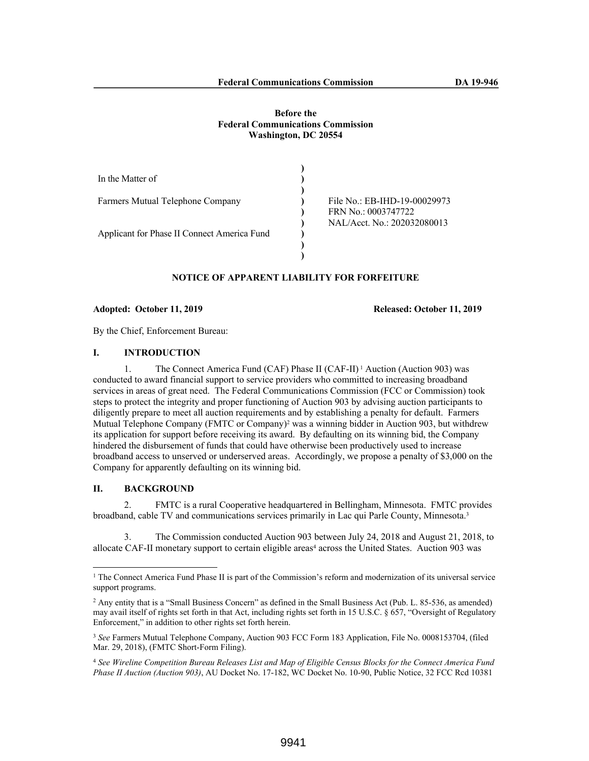Federal Communications Commission DA 19-946

**Before the**
**Federal Communications Commission**
**Washington, DC 20554**

| | | |
|---|---|---|
| In the Matter of | ) | |
| | ) | |
| Farmers Mutual Telephone Company | ) | File No.: EB-IHD-19-00029973 |
| | ) | FRN No.: 0003747722 |
| | ) | NAL/Acct. No.: 202032080013 |
| Applicant for Phase II Connect America Fund | ) | |

## NOTICE OF APPARENT LIABILITY FOR FORFEITURE

**Adopted: October 11, 2019** **Released: October 11, 2019**

By the Chief, Enforcement Bureau:

## I. INTRODUCTION

1. The Connect America Fund (CAF) Phase II (CAF-II)[1] Auction (Auction 903) was conducted to award financial support to service providers who committed to increasing broadband services in areas of great need. The Federal Communications Commission (FCC or Commission) took steps to protect the integrity and proper functioning of Auction 903 by advising auction participants to diligently prepare to meet all auction requirements and by establishing a penalty for default. Farmers Mutual Telephone Company (FMTC or Company)[2] was a winning bidder in Auction 903, but withdrew its application for support before receiving its award. By defaulting on its winning bid, the Company hindered the disbursement of funds that could have otherwise been productively used to increase broadband access to unserved or underserved areas. Accordingly, we propose a penalty of $3,000 on the Company for apparently defaulting on its winning bid.

## II. BACKGROUND

2. FMTC is a rural Cooperative headquartered in Bellingham, Minnesota. FMTC provides broadband, cable TV and communications services primarily in Lac qui Parle County, Minnesota.[3]

3. The Commission conducted Auction 903 between July 24, 2018 and August 21, 2018, to allocate CAF-II monetary support to certain eligible areas[4] across the United States. Auction 903 was

---

[1] The Connect America Fund Phase II is part of the Commission's reform and modernization of its universal service support programs.

[2] Any entity that is a "Small Business Concern" as defined in the Small Business Act (Pub. L. 85-536, as amended) may avail itself of rights set forth in that Act, including rights set forth in 15 U.S.C. § 657, "Oversight of Regulatory Enforcement," in addition to other rights set forth herein.

[3] *See* Farmers Mutual Telephone Company, Auction 903 FCC Form 183 Application, File No. 0008153704, (filed Mar. 29, 2018), (FMTC Short-Form Filing).

[4] *See Wireline Competition Bureau Releases List and Map of Eligible Census Blocks for the Connect America Fund Phase II Auction (Auction 903)*, AU Docket No. 17-182, WC Docket No. 10-90, Public Notice, 32 FCC Rcd 10381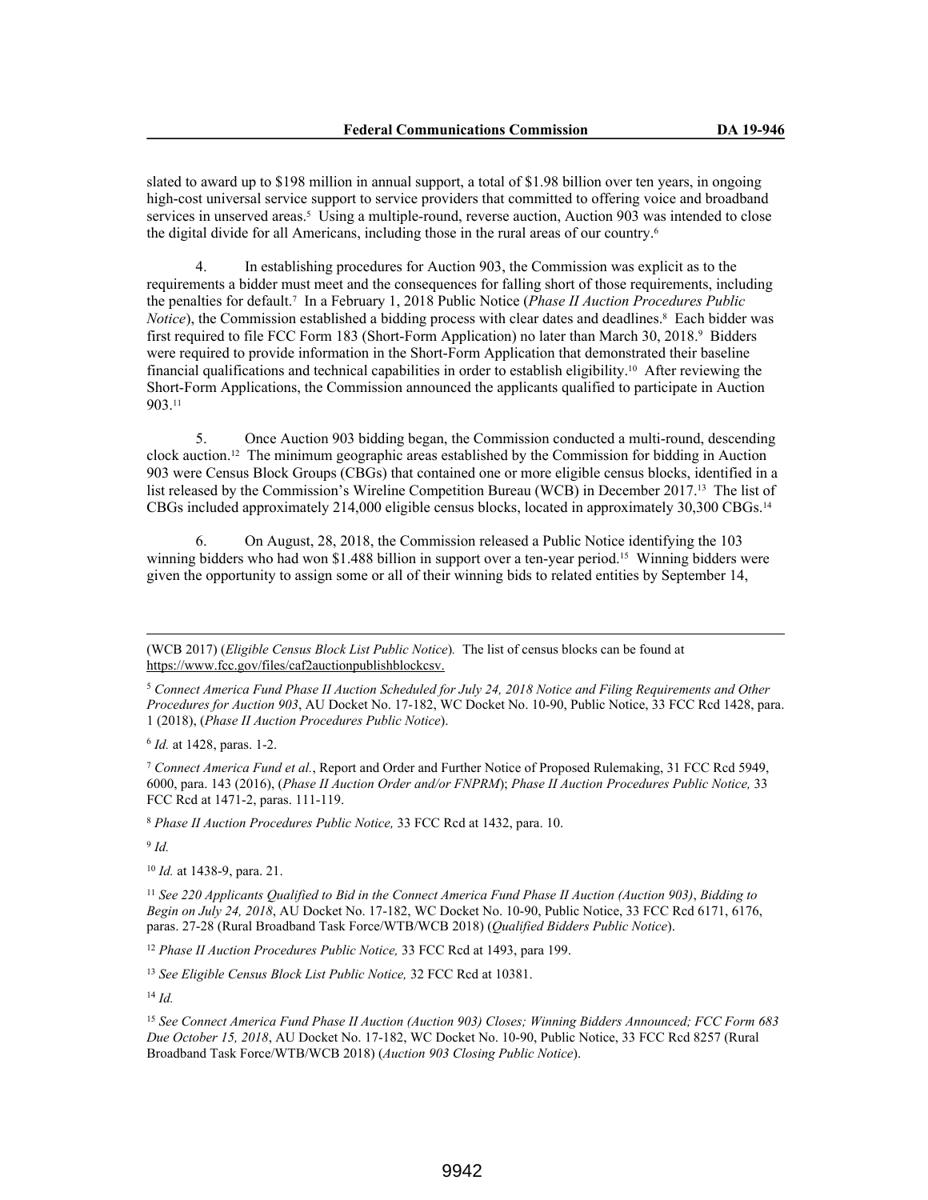slated to award up to $198 million in annual support, a total of $1.98 billion over ten years, in ongoing high-cost universal service support to service providers that committed to offering voice and broadband services in unserved areas.[5] Using a multiple-round, reverse auction, Auction 903 was intended to close the digital divide for all Americans, including those in the rural areas of our country.[6]

4. In establishing procedures for Auction 903, the Commission was explicit as to the requirements a bidder must meet and the consequences for falling short of those requirements, including the penalties for default.[7] In a February 1, 2018 Public Notice (*Phase II Auction Procedures Public Notice*), the Commission established a bidding process with clear dates and deadlines.[8] Each bidder was first required to file FCC Form 183 (Short-Form Application) no later than March 30, 2018.[9] Bidders were required to provide information in the Short-Form Application that demonstrated their baseline financial qualifications and technical capabilities in order to establish eligibility.[10] After reviewing the Short-Form Applications, the Commission announced the applicants qualified to participate in Auction 903.[11]

5. Once Auction 903 bidding began, the Commission conducted a multi-round, descending clock auction.[12] The minimum geographic areas established by the Commission for bidding in Auction 903 were Census Block Groups (CBGs) that contained one or more eligible census blocks, identified in a list released by the Commission's Wireline Competition Bureau (WCB) in December 2017.[13] The list of CBGs included approximately 214,000 eligible census blocks, located in approximately 30,300 CBGs.[14]

6. On August, 28, 2018, the Commission released a Public Notice identifying the 103 winning bidders who had won $1.488 billion in support over a ten-year period.[15] Winning bidders were given the opportunity to assign some or all of their winning bids to related entities by September 14,

---

(WCB 2017) (*Eligible Census Block List Public Notice*). The list of census blocks can be found at https://www.fcc.gov/files/caf2auctionpublishblockcsv.

[5] *Connect America Fund Phase II Auction Scheduled for July 24, 2018 Notice and Filing Requirements and Other Procedures for Auction 903*, AU Docket No. 17-182, WC Docket No. 10-90, Public Notice, 33 FCC Rcd 1428, para. 1 (2018), (*Phase II Auction Procedures Public Notice*).

[6] *Id.* at 1428, paras. 1-2.

[7] *Connect America Fund et al.*, Report and Order and Further Notice of Proposed Rulemaking, 31 FCC Rcd 5949, 6000, para. 143 (2016), (*Phase II Auction Order and/or FNPRM*); *Phase II Auction Procedures Public Notice,* 33 FCC Rcd at 1471-2, paras. 111-119.

[8] *Phase II Auction Procedures Public Notice,* 33 FCC Rcd at 1432, para. 10.

[9] *Id.*

[10] *Id.* at 1438-9, para. 21.

[11] *See 220 Applicants Qualified to Bid in the Connect America Fund Phase II Auction (Auction 903)*, *Bidding to Begin on July 24, 2018*, AU Docket No. 17-182, WC Docket No. 10-90, Public Notice, 33 FCC Rcd 6171, 6176, paras. 27-28 (Rural Broadband Task Force/WTB/WCB 2018) (*Qualified Bidders Public Notice*).

[12] *Phase II Auction Procedures Public Notice,* 33 FCC Rcd at 1493, para 199.

[13] *See Eligible Census Block List Public Notice,* 32 FCC Rcd at 10381.

[14] *Id.*

[15] *See Connect America Fund Phase II Auction (Auction 903) Closes; Winning Bidders Announced; FCC Form 683 Due October 15, 2018*, AU Docket No. 17-182, WC Docket No. 10-90, Public Notice, 33 FCC Rcd 8257 (Rural Broadband Task Force/WTB/WCB 2018) (*Auction 903 Closing Public Notice*).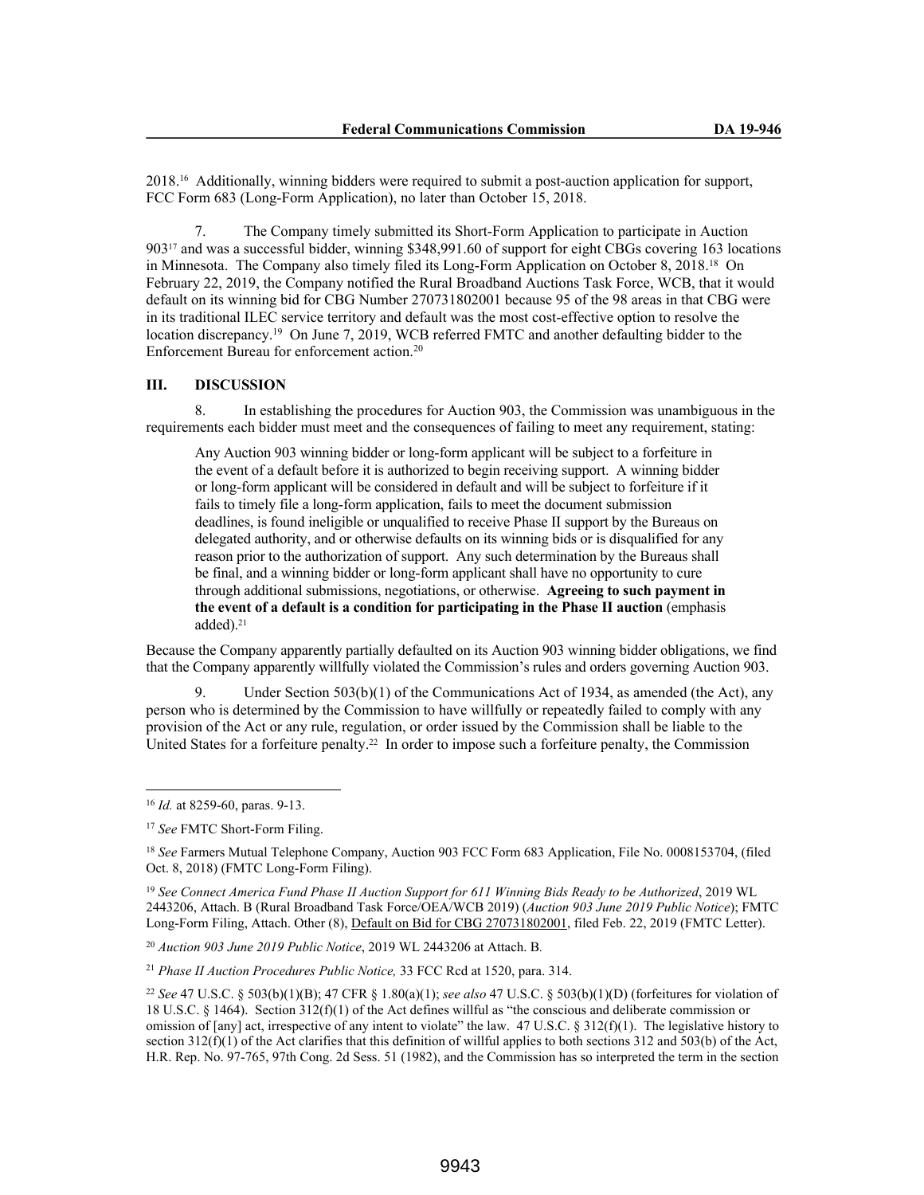2018.[16] Additionally, winning bidders were required to submit a post-auction application for support, FCC Form 683 (Long-Form Application), no later than October 15, 2018.

7. The Company timely submitted its Short-Form Application to participate in Auction 903[17] and was a successful bidder, winning $348,991.60 of support for eight CBGs covering 163 locations in Minnesota. The Company also timely filed its Long-Form Application on October 8, 2018.[18] On February 22, 2019, the Company notified the Rural Broadband Auctions Task Force, WCB, that it would default on its winning bid for CBG Number 270731802001 because 95 of the 98 areas in that CBG were in its traditional ILEC service territory and default was the most cost-effective option to resolve the location discrepancy.[19] On June 7, 2019, WCB referred FMTC and another defaulting bidder to the Enforcement Bureau for enforcement action.[20]

## III. DISCUSSION

8. In establishing the procedures for Auction 903, the Commission was unambiguous in the requirements each bidder must meet and the consequences of failing to meet any requirement, stating:

> Any Auction 903 winning bidder or long-form applicant will be subject to a forfeiture in the event of a default before it is authorized to begin receiving support. A winning bidder or long-form applicant will be considered in default and will be subject to forfeiture if it fails to timely file a long-form application, fails to meet the document submission deadlines, is found ineligible or unqualified to receive Phase II support by the Bureaus on delegated authority, and or otherwise defaults on its winning bids or is disqualified for any reason prior to the authorization of support. Any such determination by the Bureaus shall be final, and a winning bidder or long-form applicant shall have no opportunity to cure through additional submissions, negotiations, or otherwise. **Agreeing to such payment in the event of a default is a condition for participating in the Phase II auction** (emphasis added).[21]

Because the Company apparently partially defaulted on its Auction 903 winning bidder obligations, we find that the Company apparently willfully violated the Commission's rules and orders governing Auction 903.

9. Under Section 503(b)(1) of the Communications Act of 1934, as amended (the Act), any person who is determined by the Commission to have willfully or repeatedly failed to comply with any provision of the Act or any rule, regulation, or order issued by the Commission shall be liable to the United States for a forfeiture penalty.[22] In order to impose such a forfeiture penalty, the Commission

---

[16] *Id.* at 8259-60, paras. 9-13.

[17] *See* FMTC Short-Form Filing.

[18] *See* Farmers Mutual Telephone Company, Auction 903 FCC Form 683 Application, File No. 0008153704, (filed Oct. 8, 2018) (FMTC Long-Form Filing).

[19] *See Connect America Fund Phase II Auction Support for 611 Winning Bids Ready to be Authorized*, 2019 WL 2443206, Attach. B (Rural Broadband Task Force/OEA/WCB 2019) (*Auction 903 June 2019 Public Notice*); FMTC Long-Form Filing, Attach. Other (8), Default on Bid for CBG 270731802001, filed Feb. 22, 2019 (FMTC Letter).

[20] *Auction 903 June 2019 Public Notice*, 2019 WL 2443206 at Attach. B.

[21] *Phase II Auction Procedures Public Notice,* 33 FCC Rcd at 1520, para. 314.

[22] *See* 47 U.S.C. § 503(b)(1)(B); 47 CFR § 1.80(a)(1); *see also* 47 U.S.C. § 503(b)(1)(D) (forfeitures for violation of 18 U.S.C. § 1464). Section 312(f)(1) of the Act defines willful as "the conscious and deliberate commission or omission of [any] act, irrespective of any intent to violate" the law. 47 U.S.C. § 312(f)(1). The legislative history to section 312(f)(1) of the Act clarifies that this definition of willful applies to both sections 312 and 503(b) of the Act, H.R. Rep. No. 97-765, 97th Cong. 2d Sess. 51 (1982), and the Commission has so interpreted the term in the section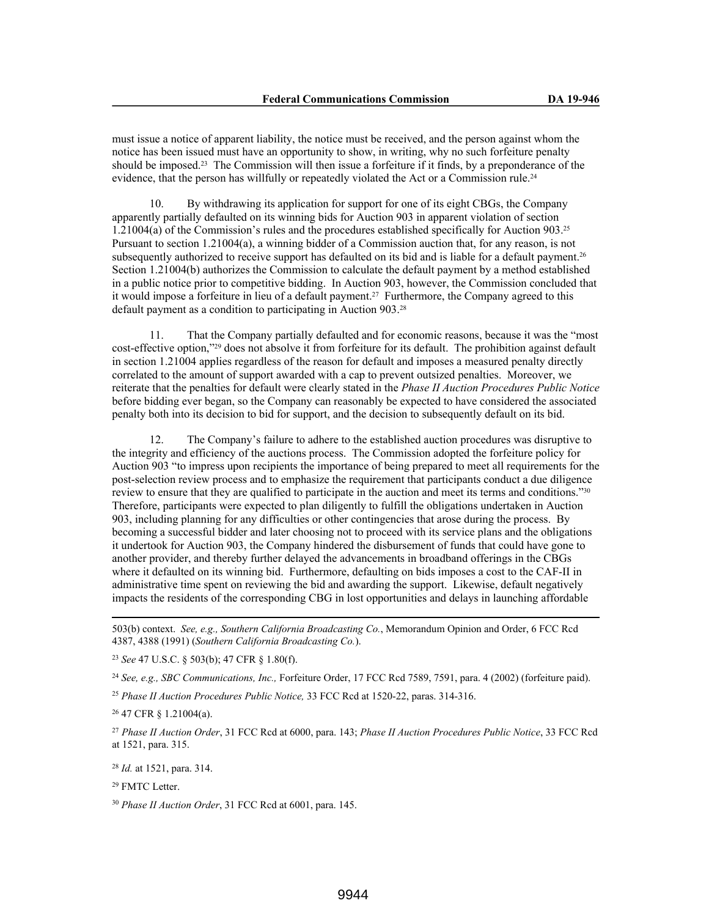must issue a notice of apparent liability, the notice must be received, and the person against whom the notice has been issued must have an opportunity to show, in writing, why no such forfeiture penalty should be imposed.[23] The Commission will then issue a forfeiture if it finds, by a preponderance of the evidence, that the person has willfully or repeatedly violated the Act or a Commission rule.[24]

10. By withdrawing its application for support for one of its eight CBGs, the Company apparently partially defaulted on its winning bids for Auction 903 in apparent violation of section 1.21004(a) of the Commission's rules and the procedures established specifically for Auction 903.[25] Pursuant to section 1.21004(a), a winning bidder of a Commission auction that, for any reason, is not subsequently authorized to receive support has defaulted on its bid and is liable for a default payment.[26] Section 1.21004(b) authorizes the Commission to calculate the default payment by a method established in a public notice prior to competitive bidding. In Auction 903, however, the Commission concluded that it would impose a forfeiture in lieu of a default payment.[27] Furthermore, the Company agreed to this default payment as a condition to participating in Auction 903.[28]

11. That the Company partially defaulted and for economic reasons, because it was the "most cost-effective option,"[29] does not absolve it from forfeiture for its default. The prohibition against default in section 1.21004 applies regardless of the reason for default and imposes a measured penalty directly correlated to the amount of support awarded with a cap to prevent outsized penalties. Moreover, we reiterate that the penalties for default were clearly stated in the *Phase II Auction Procedures Public Notice* before bidding ever began, so the Company can reasonably be expected to have considered the associated penalty both into its decision to bid for support, and the decision to subsequently default on its bid.

12. The Company's failure to adhere to the established auction procedures was disruptive to the integrity and efficiency of the auctions process. The Commission adopted the forfeiture policy for Auction 903 "to impress upon recipients the importance of being prepared to meet all requirements for the post-selection review process and to emphasize the requirement that participants conduct a due diligence review to ensure that they are qualified to participate in the auction and meet its terms and conditions."[30] Therefore, participants were expected to plan diligently to fulfill the obligations undertaken in Auction 903, including planning for any difficulties or other contingencies that arose during the process. By becoming a successful bidder and later choosing not to proceed with its service plans and the obligations it undertook for Auction 903, the Company hindered the disbursement of funds that could have gone to another provider, and thereby further delayed the advancements in broadband offerings in the CBGs where it defaulted on its winning bid. Furthermore, defaulting on bids imposes a cost to the CAF-II in administrative time spent on reviewing the bid and awarding the support. Likewise, default negatively impacts the residents of the corresponding CBG in lost opportunities and delays in launching affordable

---

503(b) context. *See, e.g., Southern California Broadcasting Co.*, Memorandum Opinion and Order, 6 FCC Rcd 4387, 4388 (1991) (*Southern California Broadcasting Co.*).

[23] *See* 47 U.S.C. § 503(b); 47 CFR § 1.80(f).

[24] *See, e.g., SBC Communications, Inc.,* Forfeiture Order, 17 FCC Rcd 7589, 7591, para. 4 (2002) (forfeiture paid).

[25] *Phase II Auction Procedures Public Notice,* 33 FCC Rcd at 1520-22, paras. 314-316.

[26] 47 CFR § 1.21004(a).

[27] *Phase II Auction Order*, 31 FCC Rcd at 6000, para. 143; *Phase II Auction Procedures Public Notice*, 33 FCC Rcd at 1521, para. 315.

[28] *Id.* at 1521, para. 314.

[29] FMTC Letter.

[30] *Phase II Auction Order*, 31 FCC Rcd at 6001, para. 145.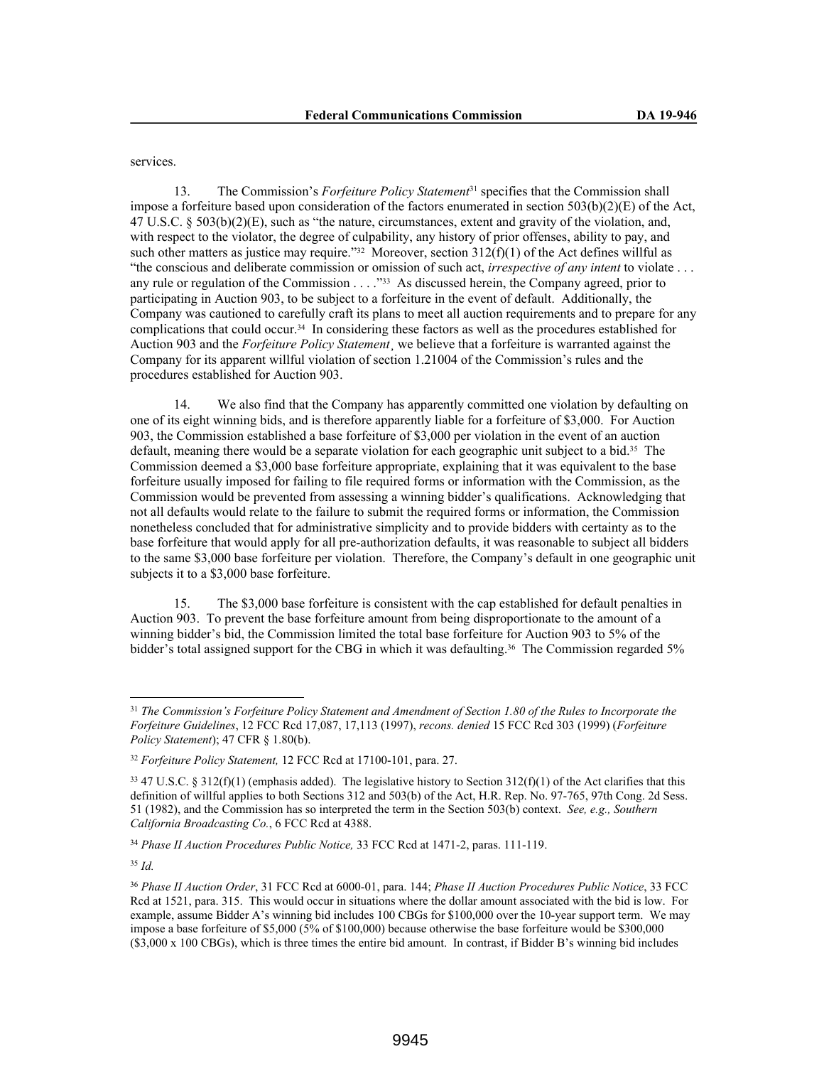services.

13. The Commission's *Forfeiture Policy Statement*[31] specifies that the Commission shall impose a forfeiture based upon consideration of the factors enumerated in section 503(b)(2)(E) of the Act, 47 U.S.C. § 503(b)(2)(E), such as "the nature, circumstances, extent and gravity of the violation, and, with respect to the violator, the degree of culpability, any history of prior offenses, ability to pay, and such other matters as justice may require."[32] Moreover, section 312(f)(1) of the Act defines willful as "the conscious and deliberate commission or omission of such act, *irrespective of any intent* to violate . . . any rule or regulation of the Commission . . . ."[33] As discussed herein, the Company agreed, prior to participating in Auction 903, to be subject to a forfeiture in the event of default. Additionally, the Company was cautioned to carefully craft its plans to meet all auction requirements and to prepare for any complications that could occur.[34] In considering these factors as well as the procedures established for Auction 903 and the *Forfeiture Policy Statement*¸ we believe that a forfeiture is warranted against the Company for its apparent willful violation of section 1.21004 of the Commission's rules and the procedures established for Auction 903.

14. We also find that the Company has apparently committed one violation by defaulting on one of its eight winning bids, and is therefore apparently liable for a forfeiture of $3,000. For Auction 903, the Commission established a base forfeiture of $3,000 per violation in the event of an auction default, meaning there would be a separate violation for each geographic unit subject to a bid.[35] The Commission deemed a $3,000 base forfeiture appropriate, explaining that it was equivalent to the base forfeiture usually imposed for failing to file required forms or information with the Commission, as the Commission would be prevented from assessing a winning bidder's qualifications. Acknowledging that not all defaults would relate to the failure to submit the required forms or information, the Commission nonetheless concluded that for administrative simplicity and to provide bidders with certainty as to the base forfeiture that would apply for all pre-authorization defaults, it was reasonable to subject all bidders to the same $3,000 base forfeiture per violation. Therefore, the Company's default in one geographic unit subjects it to a $3,000 base forfeiture.

15. The $3,000 base forfeiture is consistent with the cap established for default penalties in Auction 903. To prevent the base forfeiture amount from being disproportionate to the amount of a winning bidder's bid, the Commission limited the total base forfeiture for Auction 903 to 5% of the bidder's total assigned support for the CBG in which it was defaulting.[36] The Commission regarded 5%

---

[31] *The Commission's Forfeiture Policy Statement and Amendment of Section 1.80 of the Rules to Incorporate the Forfeiture Guidelines*, 12 FCC Rcd 17,087, 17,113 (1997), *recons. denied* 15 FCC Rcd 303 (1999) (*Forfeiture Policy Statement*); 47 CFR § 1.80(b).

[32] *Forfeiture Policy Statement,* 12 FCC Rcd at 17100-101, para. 27.

[33] 47 U.S.C. § 312(f)(1) (emphasis added). The legislative history to Section 312(f)(1) of the Act clarifies that this definition of willful applies to both Sections 312 and 503(b) of the Act, H.R. Rep. No. 97-765, 97th Cong. 2d Sess. 51 (1982), and the Commission has so interpreted the term in the Section 503(b) context. *See, e.g., Southern California Broadcasting Co.*, 6 FCC Rcd at 4388.

[34] *Phase II Auction Procedures Public Notice,* 33 FCC Rcd at 1471-2, paras. 111-119.

[35] *Id.*

[36] *Phase II Auction Order*, 31 FCC Rcd at 6000-01, para. 144; *Phase II Auction Procedures Public Notice*, 33 FCC Rcd at 1521, para. 315. This would occur in situations where the dollar amount associated with the bid is low. For example, assume Bidder A's winning bid includes 100 CBGs for $100,000 over the 10-year support term. We may impose a base forfeiture of $5,000 (5% of $100,000) because otherwise the base forfeiture would be $300,000 ($3,000 x 100 CBGs), which is three times the entire bid amount. In contrast, if Bidder B's winning bid includes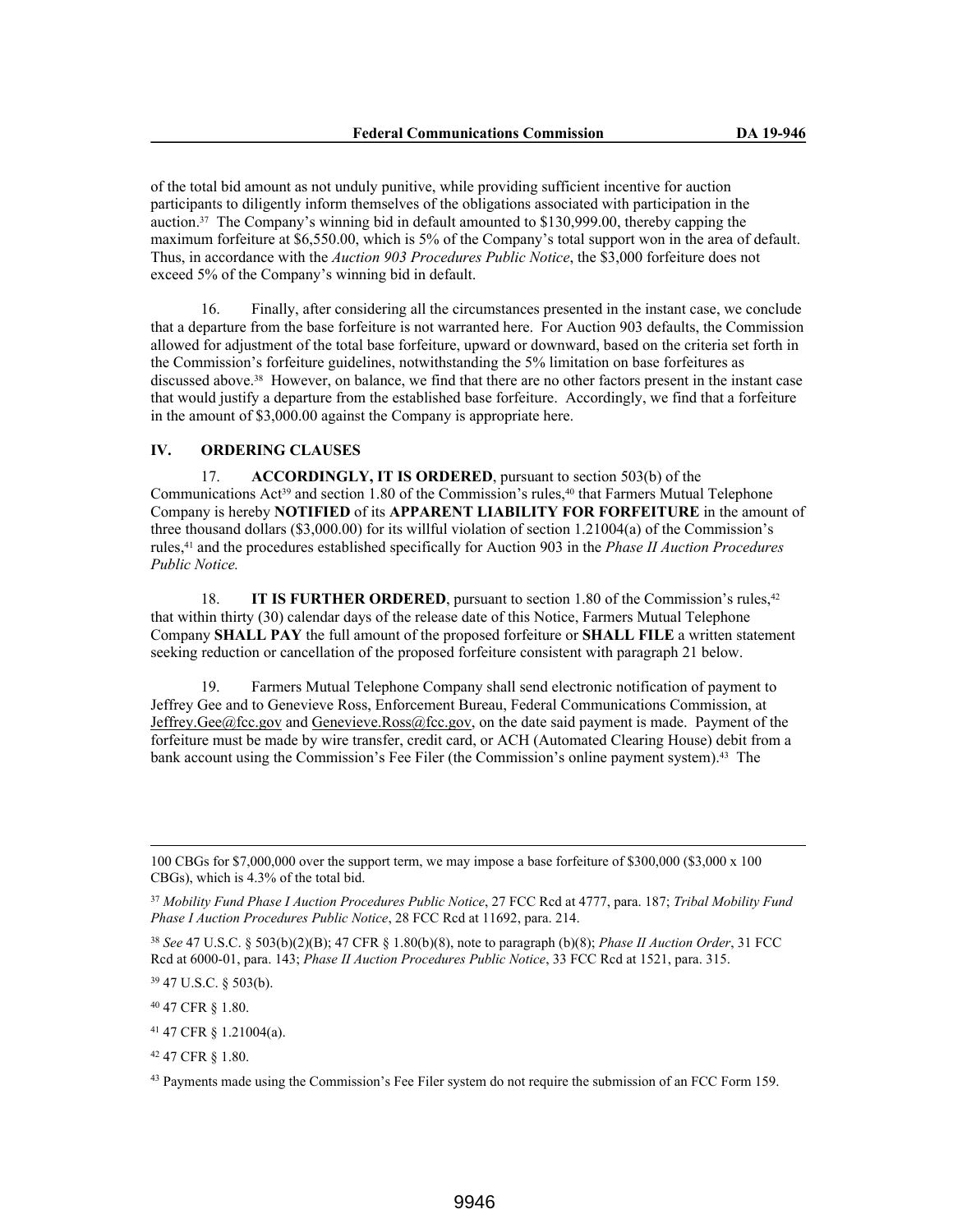of the total bid amount as not unduly punitive, while providing sufficient incentive for auction participants to diligently inform themselves of the obligations associated with participation in the auction.[37] The Company's winning bid in default amounted to $130,999.00, thereby capping the maximum forfeiture at $6,550.00, which is 5% of the Company's total support won in the area of default. Thus, in accordance with the *Auction 903 Procedures Public Notice*, the $3,000 forfeiture does not exceed 5% of the Company's winning bid in default.

16. Finally, after considering all the circumstances presented in the instant case, we conclude that a departure from the base forfeiture is not warranted here. For Auction 903 defaults, the Commission allowed for adjustment of the total base forfeiture, upward or downward, based on the criteria set forth in the Commission's forfeiture guidelines, notwithstanding the 5% limitation on base forfeitures as discussed above.[38] However, on balance, we find that there are no other factors present in the instant case that would justify a departure from the established base forfeiture. Accordingly, we find that a forfeiture in the amount of $3,000.00 against the Company is appropriate here.

## IV. ORDERING CLAUSES

17. **ACCORDINGLY, IT IS ORDERED**, pursuant to section 503(b) of the Communications Act[39] and section 1.80 of the Commission's rules,[40] that Farmers Mutual Telephone Company is hereby **NOTIFIED** of its **APPARENT LIABILITY FOR FORFEITURE** in the amount of three thousand dollars ($3,000.00) for its willful violation of section 1.21004(a) of the Commission's rules,[41] and the procedures established specifically for Auction 903 in the *Phase II Auction Procedures Public Notice.*

18. **IT IS FURTHER ORDERED**, pursuant to section 1.80 of the Commission's rules,[42] that within thirty (30) calendar days of the release date of this Notice, Farmers Mutual Telephone Company **SHALL PAY** the full amount of the proposed forfeiture or **SHALL FILE** a written statement seeking reduction or cancellation of the proposed forfeiture consistent with paragraph 21 below.

19. Farmers Mutual Telephone Company shall send electronic notification of payment to Jeffrey Gee and to Genevieve Ross, Enforcement Bureau, Federal Communications Commission, at Jeffrey.Gee@fcc.gov and Genevieve.Ross@fcc.gov, on the date said payment is made. Payment of the forfeiture must be made by wire transfer, credit card, or ACH (Automated Clearing House) debit from a bank account using the Commission's Fee Filer (the Commission's online payment system).[43] The

---

100 CBGs for $7,000,000 over the support term, we may impose a base forfeiture of $300,000 ($3,000 x 100 CBGs), which is 4.3% of the total bid.

[37] *Mobility Fund Phase I Auction Procedures Public Notice*, 27 FCC Rcd at 4777, para. 187; *Tribal Mobility Fund Phase I Auction Procedures Public Notice*, 28 FCC Rcd at 11692, para. 214.

[38] *See* 47 U.S.C. § 503(b)(2)(B); 47 CFR § 1.80(b)(8), note to paragraph (b)(8); *Phase II Auction Order*, 31 FCC Rcd at 6000-01, para. 143; *Phase II Auction Procedures Public Notice*, 33 FCC Rcd at 1521, para. 315.

[39] 47 U.S.C. § 503(b).

[40] 47 CFR § 1.80.

[41] 47 CFR § 1.21004(a).

[42] 47 CFR § 1.80.

[43] Payments made using the Commission's Fee Filer system do not require the submission of an FCC Form 159.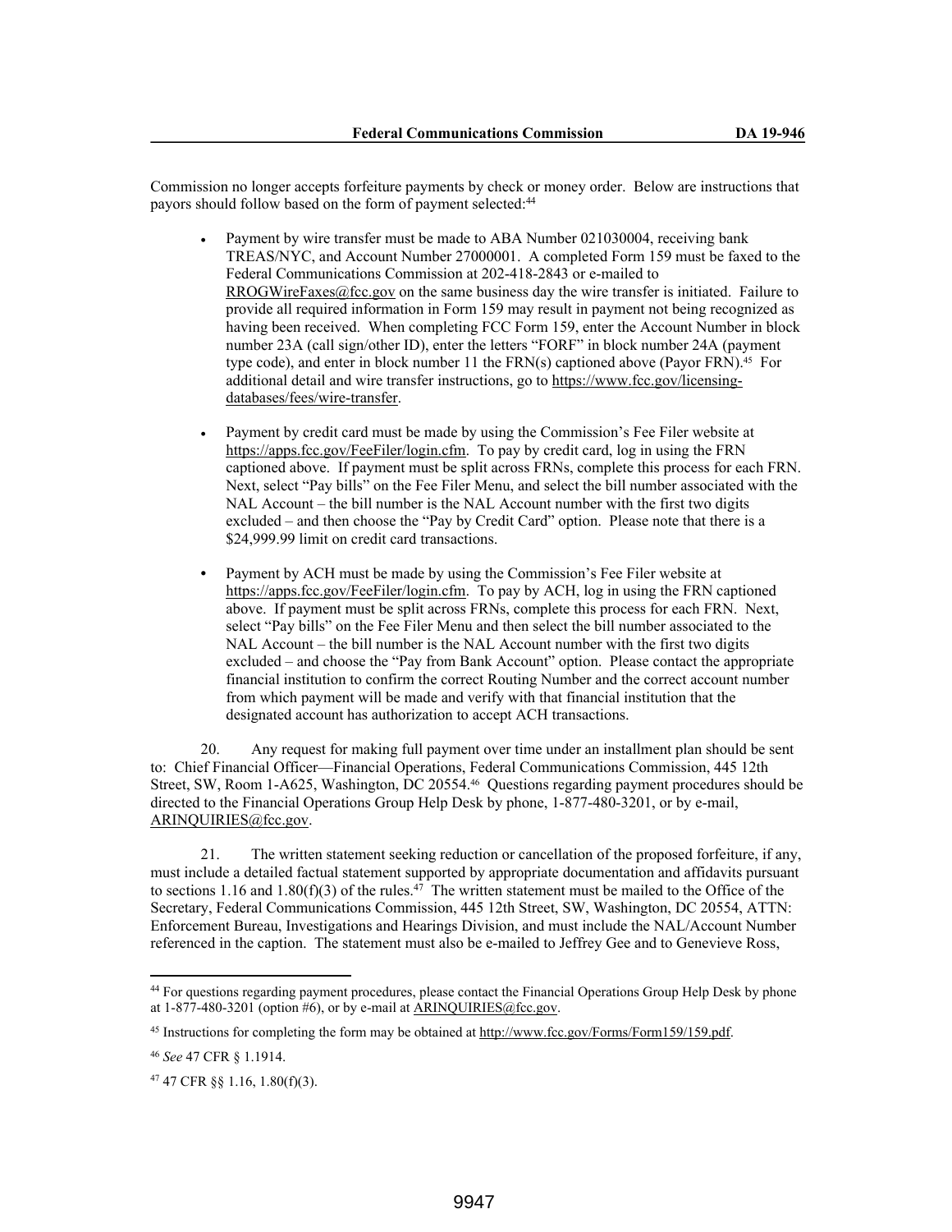Commission no longer accepts forfeiture payments by check or money order. Below are instructions that payors should follow based on the form of payment selected:[44]

- Payment by wire transfer must be made to ABA Number 021030004, receiving bank TREAS/NYC, and Account Number 27000001. A completed Form 159 must be faxed to the Federal Communications Commission at 202-418-2843 or e-mailed to RROGWireFaxes@fcc.gov on the same business day the wire transfer is initiated. Failure to provide all required information in Form 159 may result in payment not being recognized as having been received. When completing FCC Form 159, enter the Account Number in block number 23A (call sign/other ID), enter the letters "FORF" in block number 24A (payment type code), and enter in block number 11 the FRN(s) captioned above (Payor FRN).[45] For additional detail and wire transfer instructions, go to https://www.fcc.gov/licensing-databases/fees/wire-transfer.

- Payment by credit card must be made by using the Commission's Fee Filer website at https://apps.fcc.gov/FeeFiler/login.cfm. To pay by credit card, log in using the FRN captioned above. If payment must be split across FRNs, complete this process for each FRN. Next, select "Pay bills" on the Fee Filer Menu, and select the bill number associated with the NAL Account – the bill number is the NAL Account number with the first two digits excluded – and then choose the "Pay by Credit Card" option. Please note that there is a $24,999.99 limit on credit card transactions.

- Payment by ACH must be made by using the Commission's Fee Filer website at https://apps.fcc.gov/FeeFiler/login.cfm. To pay by ACH, log in using the FRN captioned above. If payment must be split across FRNs, complete this process for each FRN. Next, select "Pay bills" on the Fee Filer Menu and then select the bill number associated to the NAL Account – the bill number is the NAL Account number with the first two digits excluded – and choose the "Pay from Bank Account" option. Please contact the appropriate financial institution to confirm the correct Routing Number and the correct account number from which payment will be made and verify with that financial institution that the designated account has authorization to accept ACH transactions.

20. Any request for making full payment over time under an installment plan should be sent to: Chief Financial Officer—Financial Operations, Federal Communications Commission, 445 12th Street, SW, Room 1-A625, Washington, DC 20554.[46] Questions regarding payment procedures should be directed to the Financial Operations Group Help Desk by phone, 1-877-480-3201, or by e-mail, ARINQUIRIES@fcc.gov.

21. The written statement seeking reduction or cancellation of the proposed forfeiture, if any, must include a detailed factual statement supported by appropriate documentation and affidavits pursuant to sections 1.16 and 1.80(f)(3) of the rules.[47] The written statement must be mailed to the Office of the Secretary, Federal Communications Commission, 445 12th Street, SW, Washington, DC 20554, ATTN: Enforcement Bureau, Investigations and Hearings Division, and must include the NAL/Account Number referenced in the caption. The statement must also be e-mailed to Jeffrey Gee and to Genevieve Ross,

---

[44] For questions regarding payment procedures, please contact the Financial Operations Group Help Desk by phone at 1-877-480-3201 (option #6), or by e-mail at ARINQUIRIES@fcc.gov.

[45] Instructions for completing the form may be obtained at http://www.fcc.gov/Forms/Form159/159.pdf.

[46] *See* 47 CFR § 1.1914.

[47] 47 CFR §§ 1.16, 1.80(f)(3).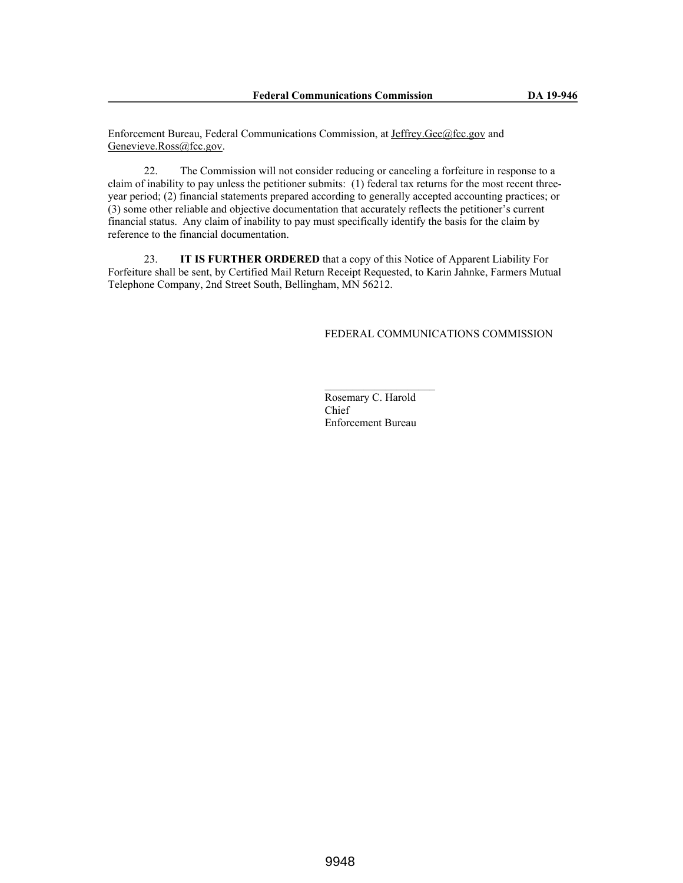Enforcement Bureau, Federal Communications Commission, at Jeffrey.Gee@fcc.gov and Genevieve.Ross@fcc.gov.

22. The Commission will not consider reducing or canceling a forfeiture in response to a claim of inability to pay unless the petitioner submits: (1) federal tax returns for the most recent three-year period; (2) financial statements prepared according to generally accepted accounting practices; or (3) some other reliable and objective documentation that accurately reflects the petitioner's current financial status. Any claim of inability to pay must specifically identify the basis for the claim by reference to the financial documentation.

23. **IT IS FURTHER ORDERED** that a copy of this Notice of Apparent Liability For Forfeiture shall be sent, by Certified Mail Return Receipt Requested, to Karin Jahnke, Farmers Mutual Telephone Company, 2nd Street South, Bellingham, MN 56212.

FEDERAL COMMUNICATIONS COMMISSION

\_\_\_\_\_\_\_\_\_\_\_\_\_\_\_\_\_\_\_\_

Rosemary C. Harold
Chief
Enforcement Bureau